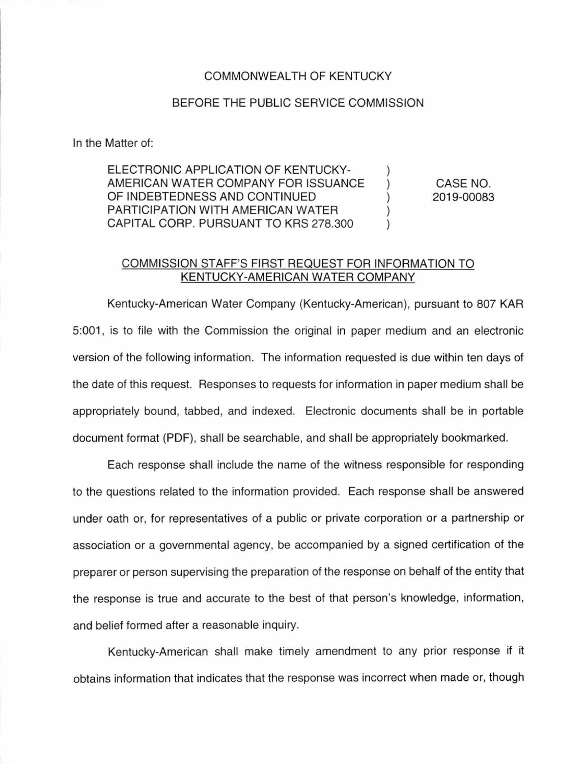COMMONWEALTH OF KENTUCKY

BEFORE THE PUBLIC SERVICE COMMISSION

In the Matter of:

| | | |
|---|---|---|
| ELECTRONIC APPLICATION OF KENTUCKY-AMERICAN WATER COMPANY FOR ISSUANCE OF INDEBTEDNESS AND CONTINUED PARTICIPATION WITH AMERICAN WATER CAPITAL CORP. PURSUANT TO KRS 278.300 | ) ) ) ) ) | CASE NO. 2019-00083 |

COMMISSION STAFF'S FIRST REQUEST FOR INFORMATION TO KENTUCKY-AMERICAN WATER COMPANY

Kentucky-American Water Company (Kentucky-American), pursuant to 807 KAR 5:001, is to file with the Commission the original in paper medium and an electronic version of the following information. The information requested is due within ten days of the date of this request. Responses to requests for information in paper medium shall be appropriately bound, tabbed, and indexed. Electronic documents shall be in portable document format (PDF), shall be searchable, and shall be appropriately bookmarked.

Each response shall include the name of the witness responsible for responding to the questions related to the information provided. Each response shall be answered under oath or, for representatives of a public or private corporation or a partnership or association or a governmental agency, be accompanied by a signed certification of the preparer or person supervising the preparation of the response on behalf of the entity that the response is true and accurate to the best of that person's knowledge, information, and belief formed after a reasonable inquiry.

Kentucky-American shall make timely amendment to any prior response if it obtains information that indicates that the response was incorrect when made or, though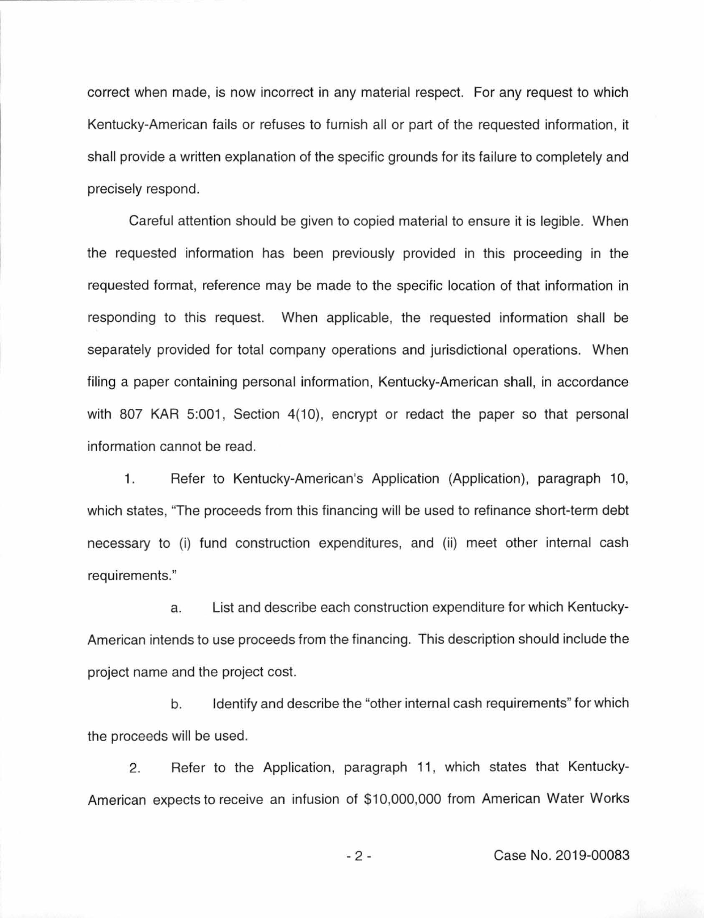correct when made, is now incorrect in any material respect. For any request to which Kentucky-American fails or refuses to furnish all or part of the requested information, it shall provide a written explanation of the specific grounds for its failure to completely and precisely respond.

Careful attention should be given to copied material to ensure it is legible. When the requested information has been previously provided in this proceeding in the requested format, reference may be made to the specific location of that information in responding to this request. When applicable, the requested information shall be separately provided for total company operations and jurisdictional operations. When filing a paper containing personal information, Kentucky-American shall, in accordance with 807 KAR 5:001, Section 4(10), encrypt or redact the paper so that personal information cannot be read.

1. Refer to Kentucky-American's Application (Application), paragraph 10, which states, "The proceeds from this financing will be used to refinance short-term debt necessary to (i) fund construction expenditures, and (ii) meet other internal cash requirements."

   a. List and describe each construction expenditure for which Kentucky-American intends to use proceeds from the financing. This description should include the project name and the project cost.

   b. Identify and describe the "other internal cash requirements" for which the proceeds will be used.

2. Refer to the Application, paragraph 11, which states that Kentucky-American expects to receive an infusion of $10,000,000 from American Water Works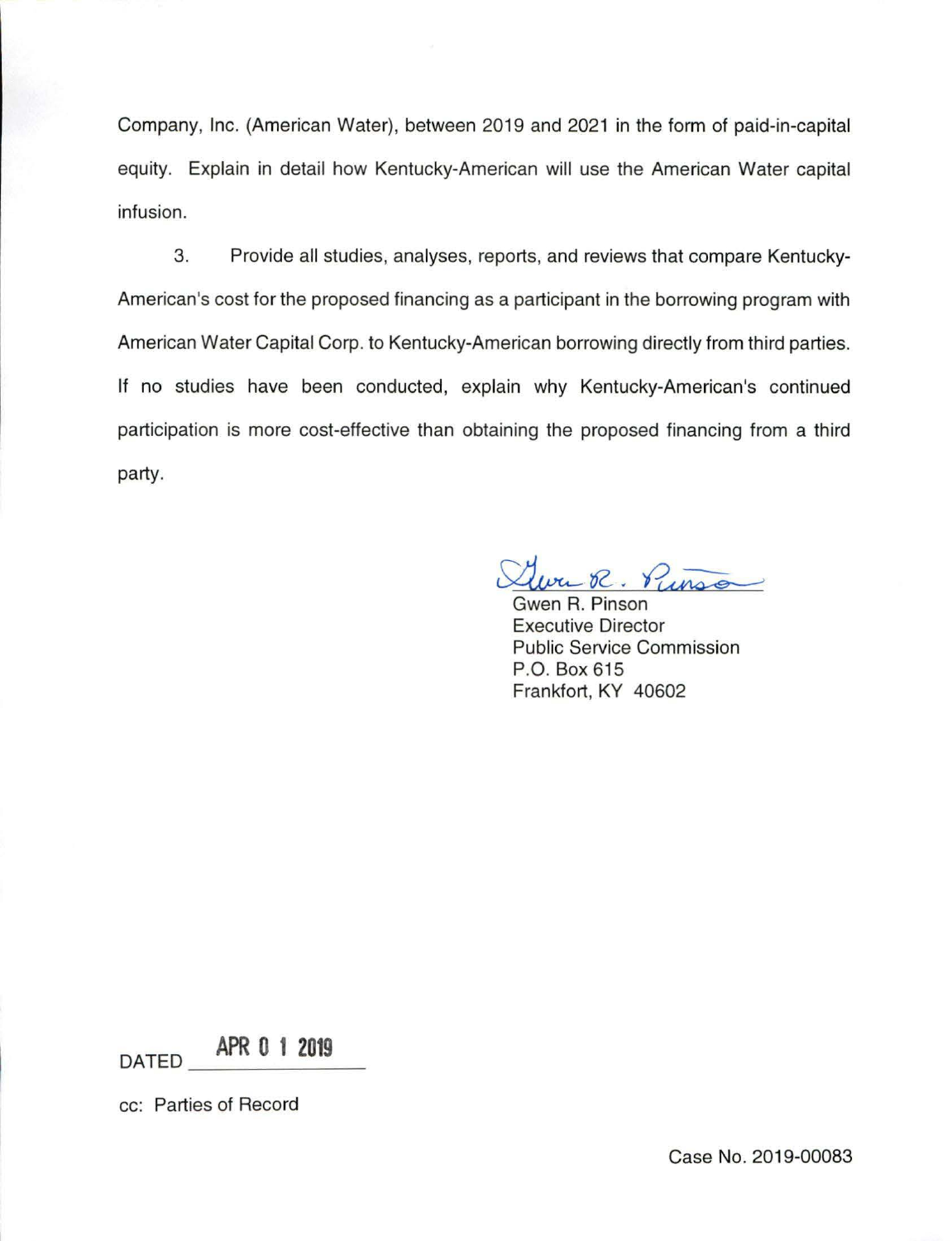Company, Inc. (American Water), between 2019 and 2021 in the form of paid-in-capital equity. Explain in detail how Kentucky-American will use the American Water capital infusion.

3. Provide all studies, analyses, reports, and reviews that compare Kentucky-American's cost for the proposed financing as a participant in the borrowing program with American Water Capital Corp. to Kentucky-American borrowing directly from third parties. If no studies have been conducted, explain why Kentucky-American's continued participation is more cost-effective than obtaining the proposed financing from a third party.

Gwen R. Pinson
Executive Director
Public Service Commission
P.O. Box 615
Frankfort, KY 40602

DATED APR 01 2019

cc: Parties of Record

Case No. 2019-00083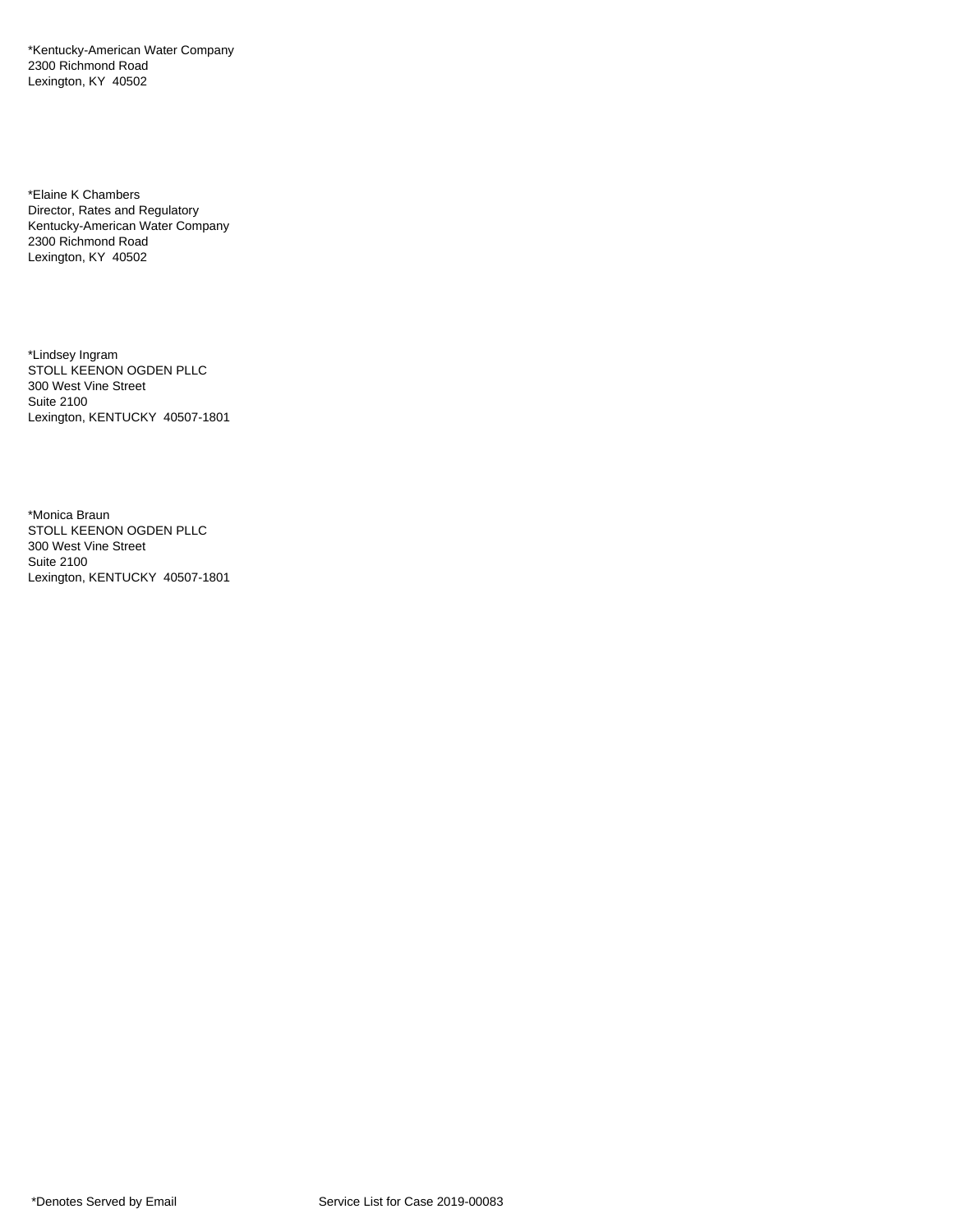*Kentucky-American Water Company
2300 Richmond Road
Lexington, KY 40502

*Elaine K Chambers
Director, Rates and Regulatory
Kentucky-American Water Company
2300 Richmond Road
Lexington, KY 40502

*Lindsey Ingram
STOLL KEENON OGDEN PLLC
300 West Vine Street
Suite 2100
Lexington, KENTUCKY 40507-1801

*Monica Braun
STOLL KEENON OGDEN PLLC
300 West Vine Street
Suite 2100
Lexington, KENTUCKY 40507-1801

*Denotes Served by Email

Service List for Case 2019-00083